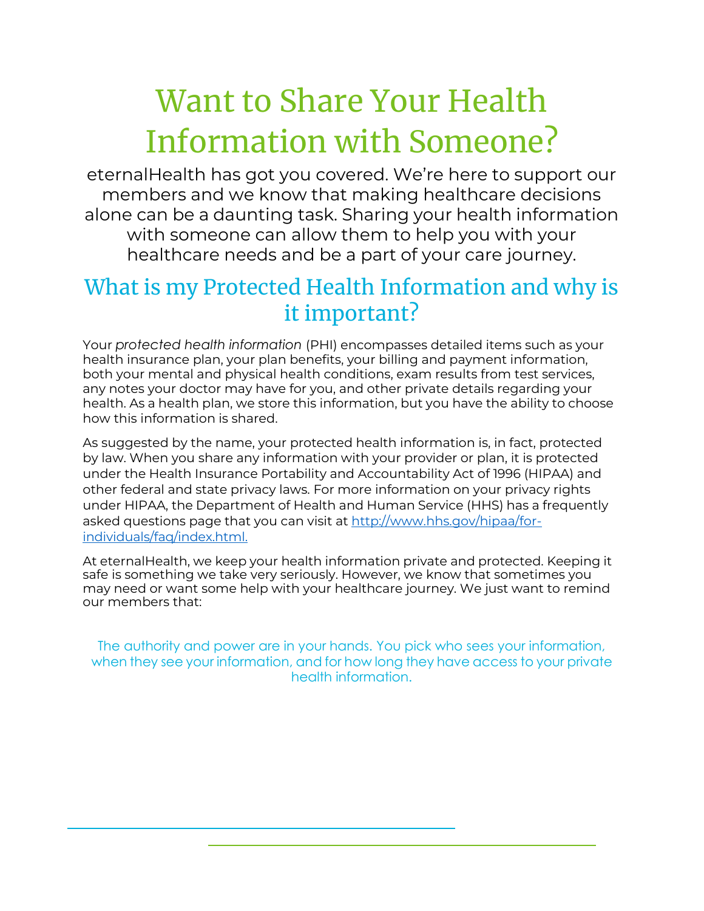# Want to Share Your Health Information with Someone?

eternalHealth has got you covered. We're here to support our members and we know that making healthcare decisions alone can be a daunting task. Sharing your health information with someone can allow them to help you with your healthcare needs and be a part of your care journey.

## What is my Protected Health Information and why is it important?

Your *protected health information* (PHI) encompasses detailed items such as your health insurance plan, your plan benefits, your billing and payment information, both your mental and physical health conditions, exam results from test services, any notes your doctor may have for you, and other private details regarding your health. As a health plan, we store this information, but you have the ability to choose how this information is shared.

As suggested by the name, your protected health information is, in fact, protected by law. When you share any information with your provider or plan, it is protected under the Health Insurance Portability and Accountability Act of 1996 (HIPAA) and other federal and state privacy laws. For more information on your privacy rights under HIPAA, the Department of Health and Human Service (HHS) has a frequently asked questions page that you can visit at [http://www.hhs.gov/hipaa/for-individuals/faq/index.html.](http://www.hhs.gov/hipaa/for-individuals/faq/index.html)

At eternalHealth, we keep your health information private and protected. Keeping it safe is something we take very seriously. However, we know that sometimes you may need or want some help with your healthcare journey. We just want to remind our members that:

The authority and power are in your hands. You pick who sees your information, when they see your information, and for how long they have access to your private health information.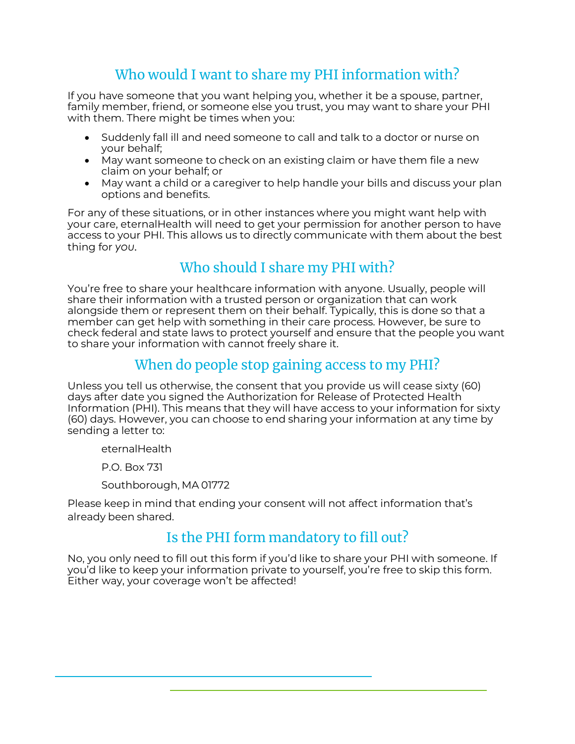## Who would I want to share my PHI information with?

If you have someone that you want helping you, whether it be a spouse, partner, family member, friend, or someone else you trust, you may want to share your PHI with them. There might be times when you:

- Suddenly fall ill and need someone to call and talk to a doctor or nurse on your behalf;
- May want someone to check on an existing claim or have them file a new claim on your behalf; or
- May want a child or a caregiver to help handle your bills and discuss your plan options and benefits.

For any of these situations, or in other instances where you might want help with your care, eternalHealth will need to get your permission for another person to have access to your PHI. This allows us to directly communicate with them about the best thing for *you*.

## Who should I share my PHI with?

You're free to share your healthcare information with anyone. Usually, people will share their information with a trusted person or organization that can work alongside them or represent them on their behalf. Typically, this is done so that a member can get help with something in their care process. However, be sure to check federal and state laws to protect yourself and ensure that the people you want to share your information with cannot freely share it.

## When do people stop gaining access to my PHI?

Unless you tell us otherwise, the consent that you provide us will cease sixty (60) days after date you signed the Authorization for Release of Protected Health Information (PHI). This means that they will have access to your information for sixty (60) days. However, you can choose to end sharing your information at any time by sending a letter to:

eternalHealth

P.O. Box 731

Southborough, MA 01772

Please keep in mind that ending your consent will not affect information that's already been shared.

## Is the PHI form mandatory to fill out?

No, you only need to fill out this form if you'd like to share your PHI with someone. If you'd like to keep your information private to yourself, you're free to skip this form. Either way, your coverage won't be affected!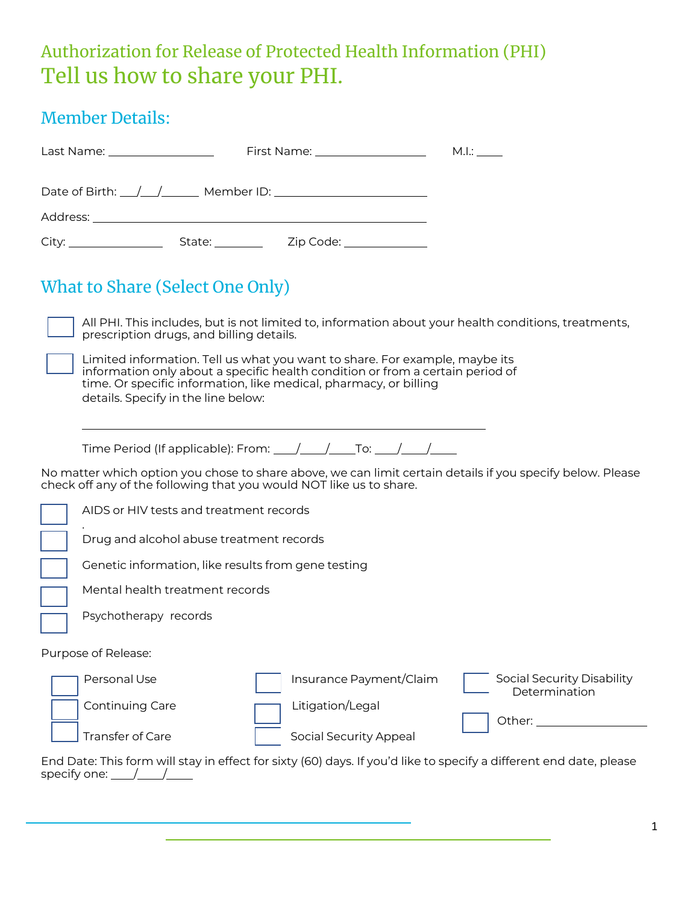# Authorization for Release of Protected Health Information (PHI)

# Tell us how to share your PHI.

## Member Details:

Last Name: ________________ First Name: ________________ M.I.: ____

Date of Birth: ___/___/______ Member ID: ______________________

Address: ______________________________________________

City: ______________ State: ________ Zip Code: ____________

## What to Share (Select One Only)

- ☐ All PHI. This includes, but is not limited to, information about your health conditions, treatments, prescription drugs, and billing details.
- ☐ Limited information. Tell us what you want to share. For example, maybe its information only about a specific health condition or from a certain period of time. Or specific information, like medical, pharmacy, or billing details. Specify in the line below:

  ____________________________________________________________

  Time Period (If applicable): From: ____/____/____To: ____/____/____

No matter which option you chose to share above, we can limit certain details if you specify below. Please check off any of the following that you would NOT like us to share.

- ☐ AIDS or HIV tests and treatment records
- ☐ Drug and alcohol abuse treatment records
- ☐ Genetic information, like results from gene testing
- ☐ Mental health treatment records
- ☐ Psychotherapy records

Purpose of Release:

- ☐ Personal Use
- ☐ Continuing Care
- ☐ Transfer of Care
- ☐ Insurance Payment/Claim
- ☐ Litigation/Legal
- ☐ Social Security Appeal
- ☐ Social Security Disability Determination
- ☐ Other: ________________

End Date: This form will stay in effect for sixty (60) days. If you'd like to specify a different end date, please specify one: ____/____/____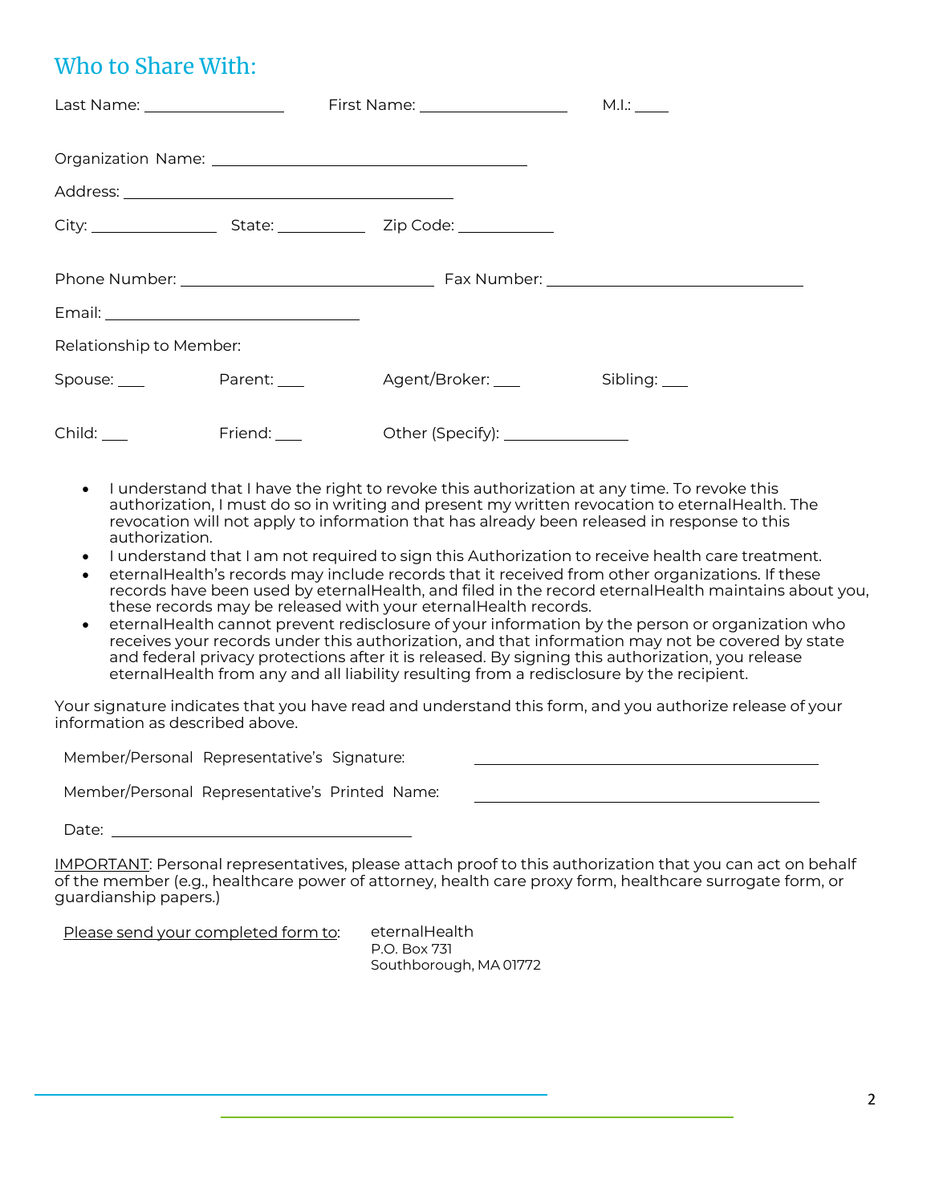## Who to Share With:

Last Name: ________________ First Name: ________________ M.I.: ____

Organization Name: ____________________________________

Address: ____________________________________

City: ______________ State: __________ Zip Code: ___________

Phone Number: ____________________________ Fax Number: ____________________________

Email: ____________________________

Relationship to Member:

Spouse: ___ Parent: ___ Agent/Broker: ___ Sibling: ___

Child: ___ Friend: ___ Other (Specify): ______________

- I understand that I have the right to revoke this authorization at any time. To revoke this authorization, I must do so in writing and present my written revocation to eternalHealth. The revocation will not apply to information that has already been released in response to this authorization.
- I understand that I am not required to sign this Authorization to receive health care treatment.
- eternalHealth's records may include records that it received from other organizations. If these records have been used by eternalHealth, and filed in the record eternalHealth maintains about you, these records may be released with your eternalHealth records.
- eternalHealth cannot prevent redisclosure of your information by the person or organization who receives your records under this authorization, and that information may not be covered by state and federal privacy protections after it is released. By signing this authorization, you release eternalHealth from any and all liability resulting from a redisclosure by the recipient.

Your signature indicates that you have read and understand this form, and you authorize release of your information as described above.

Member/Personal Representative's Signature: ____________________________________

Member/Personal Representative's Printed Name: ____________________________________

Date: ______________________________

IMPORTANT: Personal representatives, please attach proof to this authorization that you can act on behalf of the member (e.g., healthcare power of attorney, health care proxy form, healthcare surrogate form, or guardianship papers.)

Please send your completed form to: eternalHealth
P.O. Box 731
Southborough, MA 01772